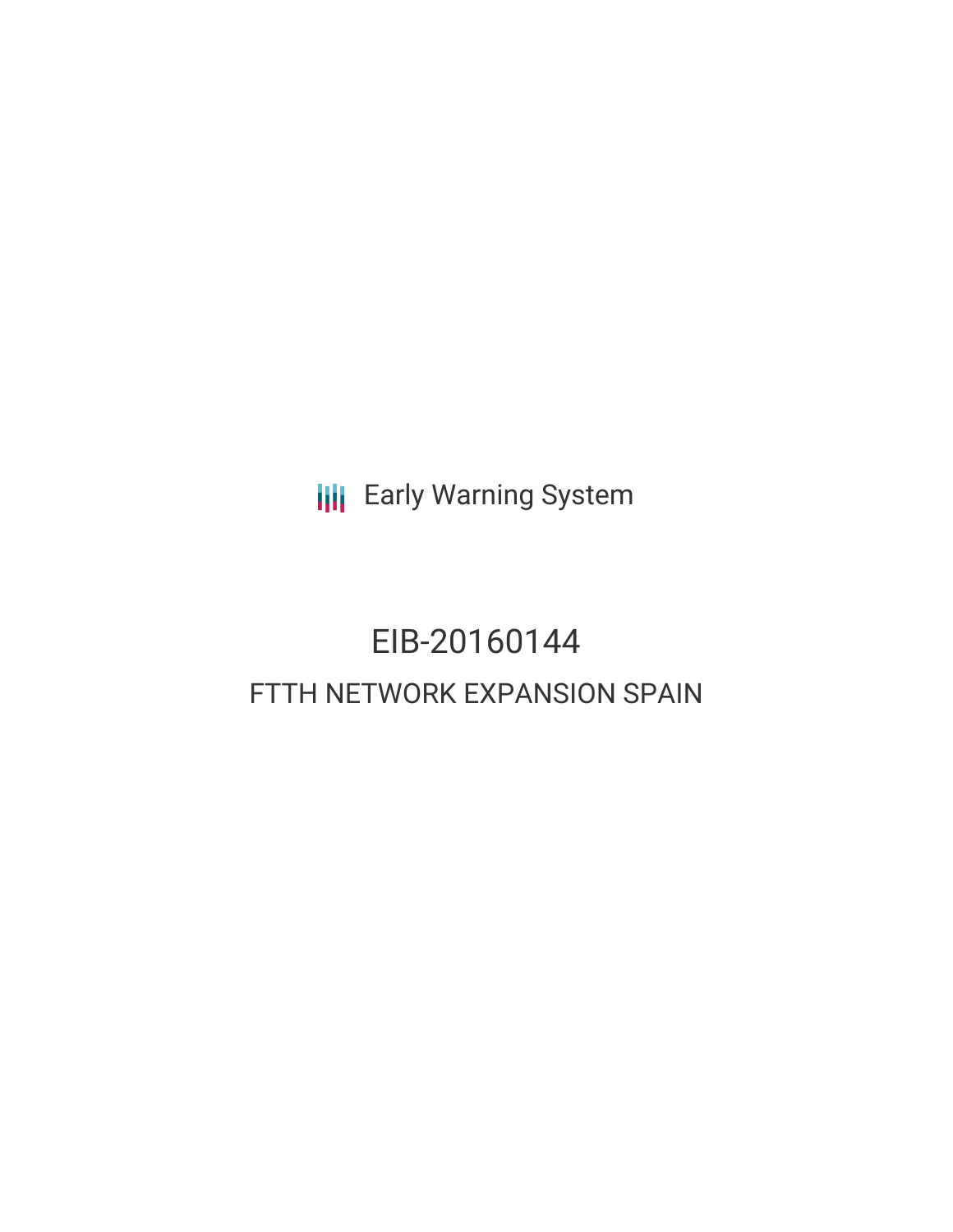Early Warning System

# EIB-20160144

## FTTH NETWORK EXPANSION SPAIN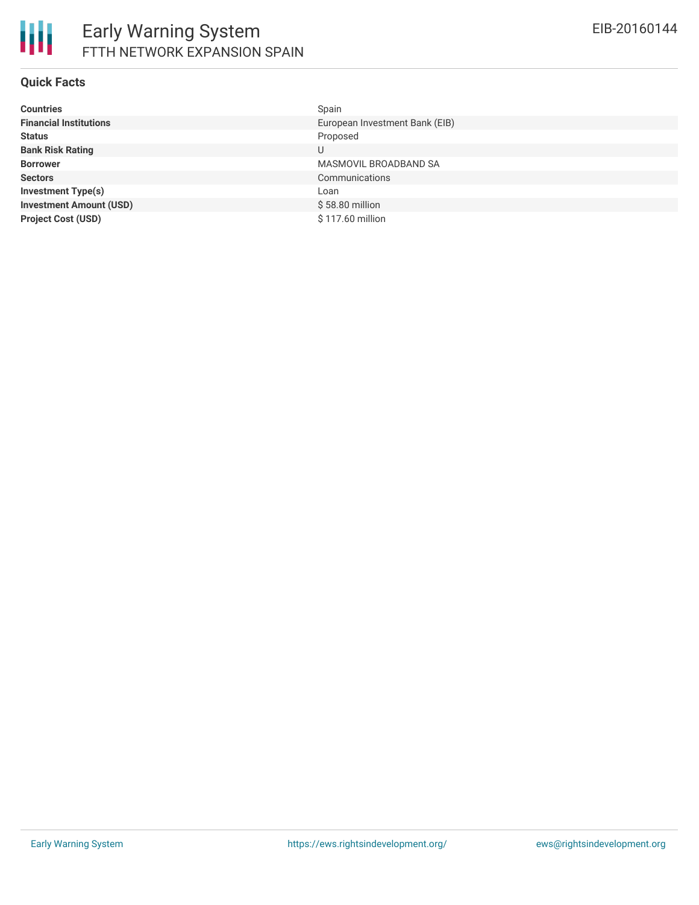# Early Warning System

## FTTH NETWORK EXPANSION SPAIN

EIB-20160144

### Quick Facts

| | |
|---|---|
| **Countries** | Spain |
| **Financial Institutions** | European Investment Bank (EIB) |
| **Status** | Proposed |
| **Bank Risk Rating** | U |
| **Borrower** | MASMOVIL BROADBAND SA |
| **Sectors** | Communications |
| **Investment Type(s)** | Loan |
| **Investment Amount (USD)** | $ 58.80 million |
| **Project Cost (USD)** | $ 117.60 million |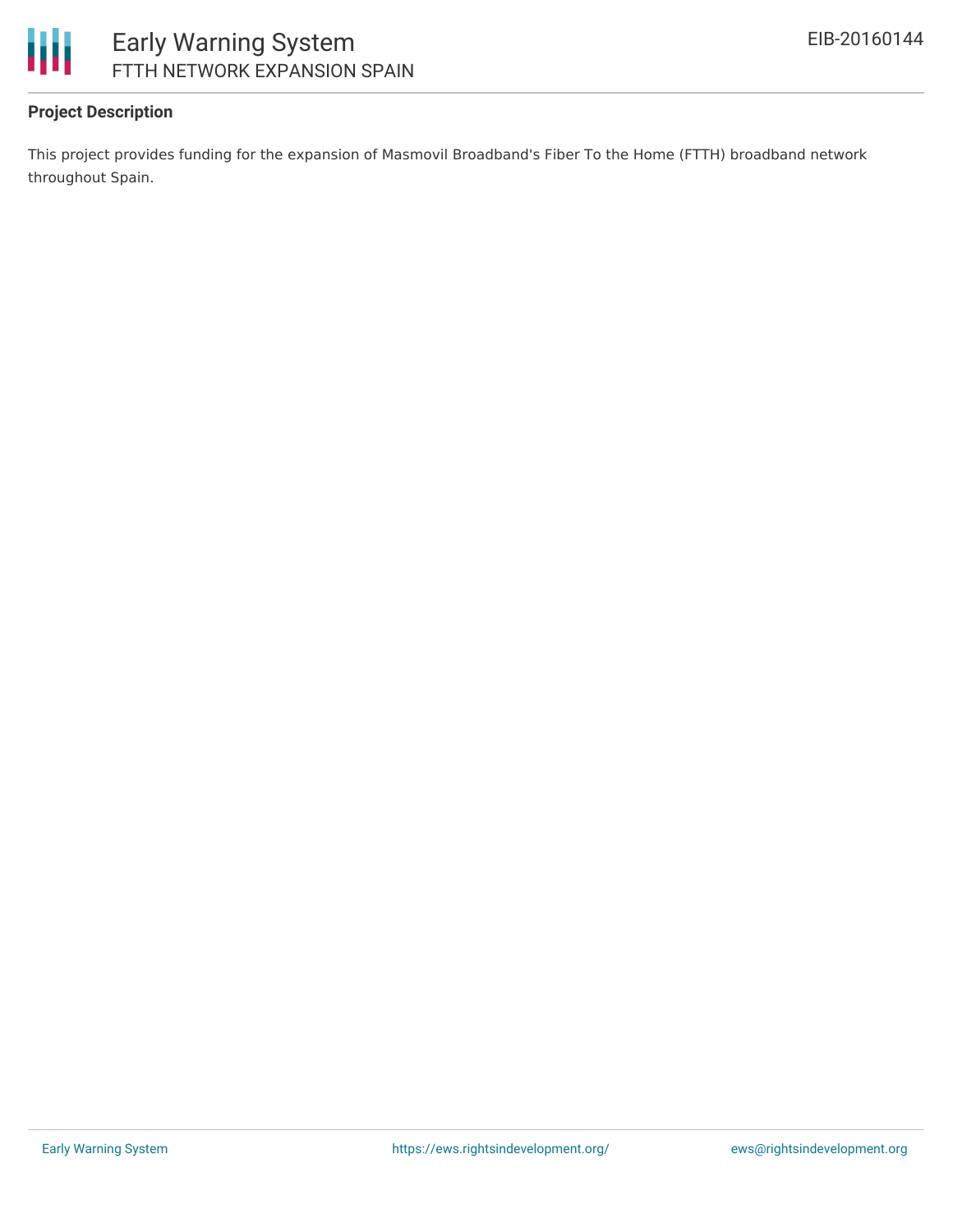**Project Description**

This project provides funding for the expansion of Masmovil Broadband's Fiber To the Home (FTTH) broadband network throughout Spain.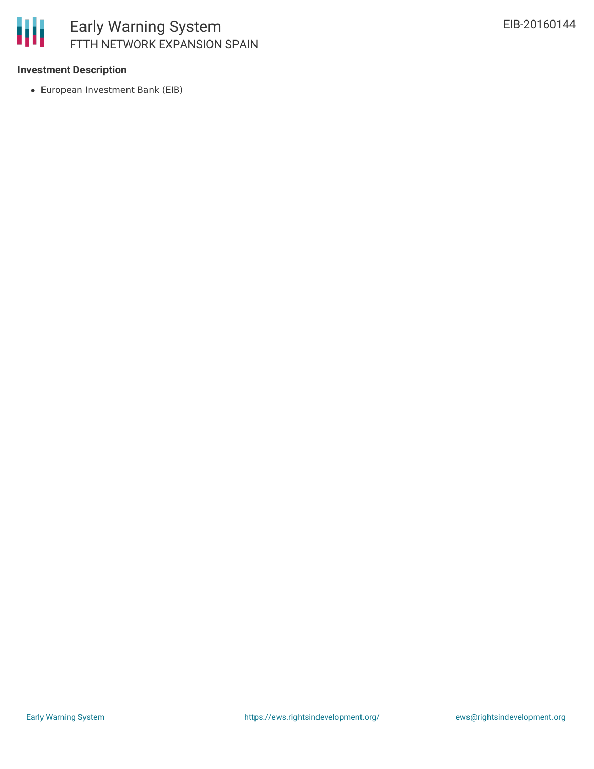**Investment Description**

- European Investment Bank (EIB)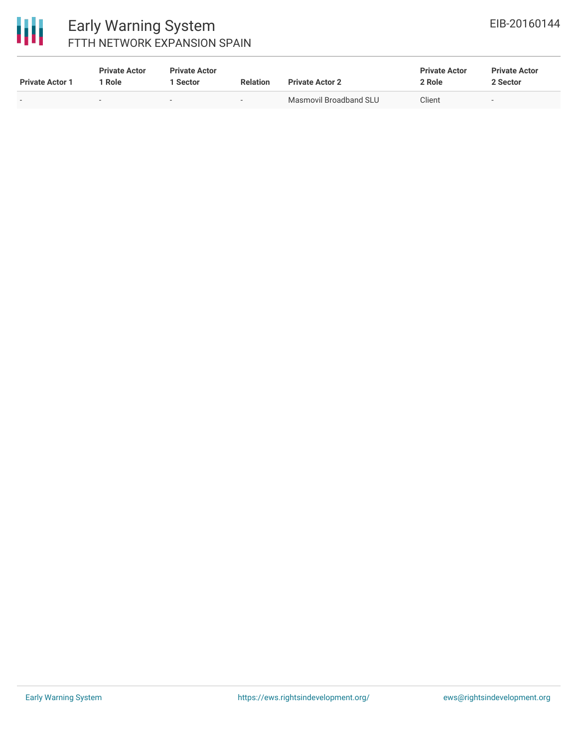| Private Actor 1 | Private Actor 1 Role | Private Actor 1 Sector | Relation | Private Actor 2 | Private Actor 2 Role | Private Actor 2 Sector |
|---|---|---|---|---|---|---|
| - | - | - | - | Masmovil Broadband SLU | Client | - |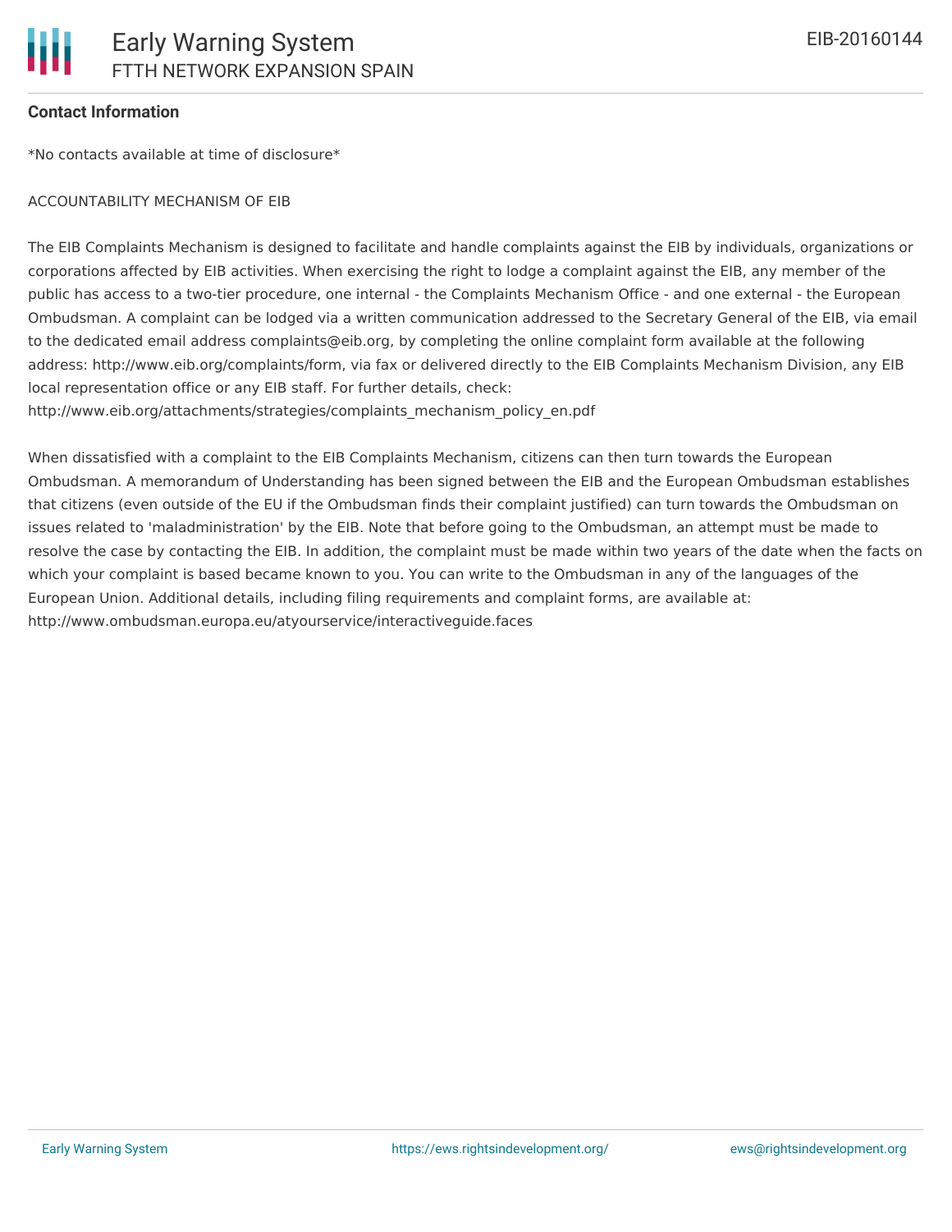## Contact Information

*No contacts available at time of disclosure*

ACCOUNTABILITY MECHANISM OF EIB

The EIB Complaints Mechanism is designed to facilitate and handle complaints against the EIB by individuals, organizations or corporations affected by EIB activities. When exercising the right to lodge a complaint against the EIB, any member of the public has access to a two-tier procedure, one internal - the Complaints Mechanism Office - and one external - the European Ombudsman. A complaint can be lodged via a written communication addressed to the Secretary General of the EIB, via email to the dedicated email address complaints@eib.org, by completing the online complaint form available at the following address: http://www.eib.org/complaints/form, via fax or delivered directly to the EIB Complaints Mechanism Division, any EIB local representation office or any EIB staff. For further details, check: http://www.eib.org/attachments/strategies/complaints_mechanism_policy_en.pdf

When dissatisfied with a complaint to the EIB Complaints Mechanism, citizens can then turn towards the European Ombudsman. A memorandum of Understanding has been signed between the EIB and the European Ombudsman establishes that citizens (even outside of the EU if the Ombudsman finds their complaint justified) can turn towards the Ombudsman on issues related to 'maladministration' by the EIB. Note that before going to the Ombudsman, an attempt must be made to resolve the case by contacting the EIB. In addition, the complaint must be made within two years of the date when the facts on which your complaint is based became known to you. You can write to the Ombudsman in any of the languages of the European Union. Additional details, including filing requirements and complaint forms, are available at: http://www.ombudsman.europa.eu/atyourservice/interactiveguide.faces